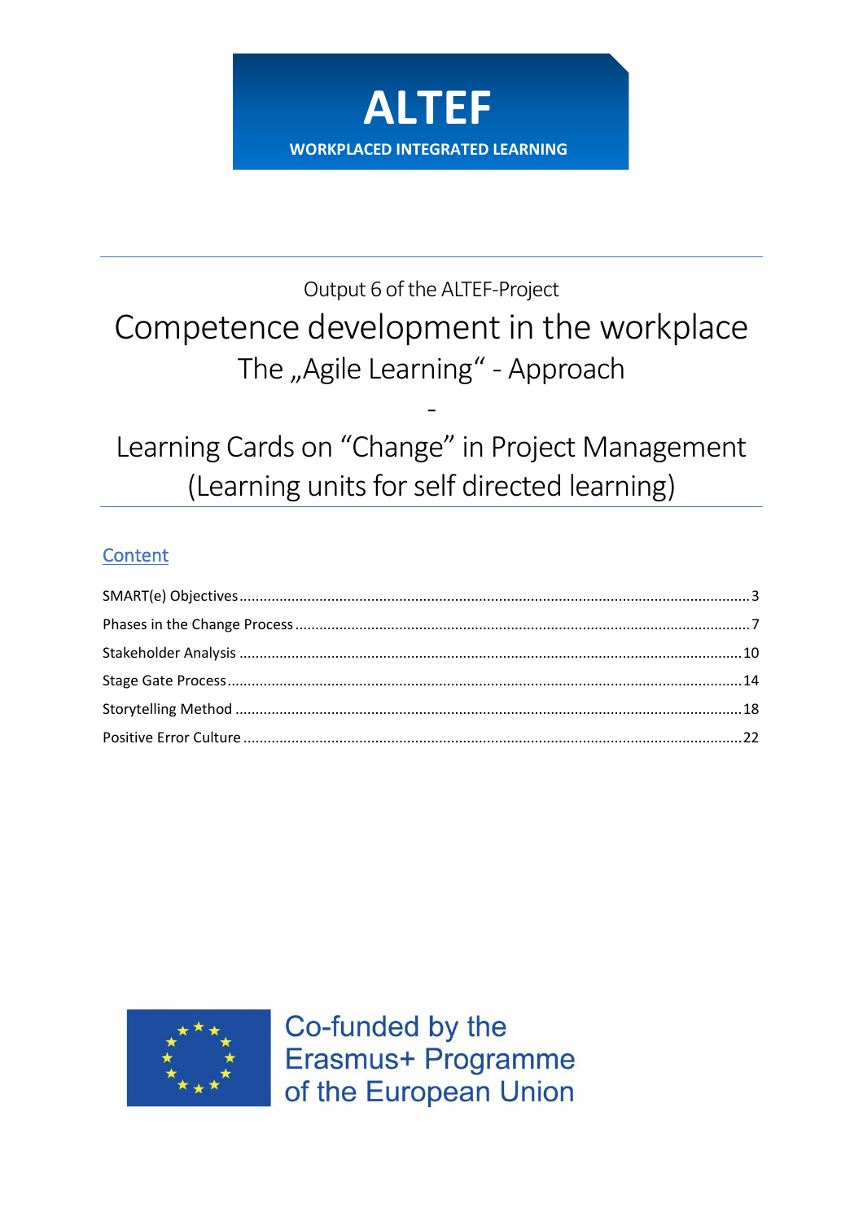# ALTEF

WORKPLACED INTEGRATED LEARNING

Output 6 of the ALTEF-Project

# Competence development in the workplace

## The „Agile Learning“ - Approach

-

## Learning Cards on “Change” in Project Management (Learning units for self directed learning)

## Content

SMART(e) Objectives ........ 3

Phases in the Change Process ........ 7

Stakeholder Analysis ........ 10

Stage Gate Process ........ 14

Storytelling Method ........ 18

Positive Error Culture ........ 22

Co-funded by the Erasmus+ Programme of the European Union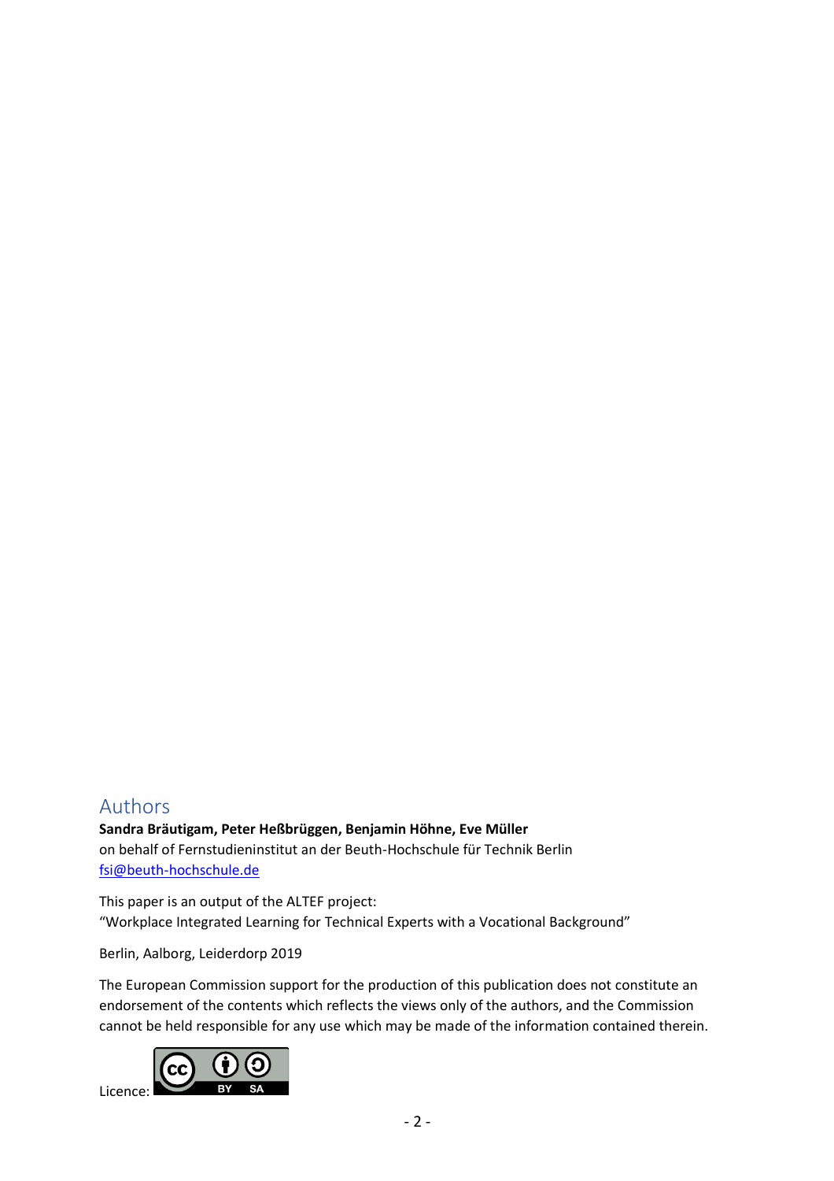## Authors

**Sandra Bräutigam, Peter Heßbrüggen, Benjamin Höhne, Eve Müller**
on behalf of Fernstudieninstitut an der Beuth-Hochschule für Technik Berlin
fsi@beuth-hochschule.de

This paper is an output of the ALTEF project:
"Workplace Integrated Learning for Technical Experts with a Vocational Background"

Berlin, Aalborg, Leiderdorp 2019

The European Commission support for the production of this publication does not constitute an endorsement of the contents which reflects the views only of the authors, and the Commission cannot be held responsible for any use which may be made of the information contained therein.

Licence: CC BY SA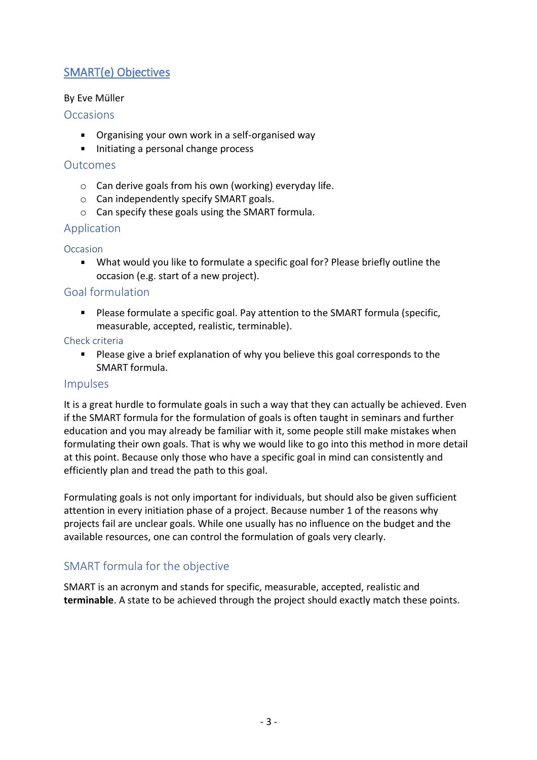## [SMART(e) Objectives]

By Eve Müller

### Occasions

- Organising your own work in a self-organised way
- Initiating a personal change process

### Outcomes

- Can derive goals from his own (working) everyday life.
- Can independently specify SMART goals.
- Can specify these goals using the SMART formula.

### Application

#### Occasion

- What would you like to formulate a specific goal for? Please briefly outline the occasion (e.g. start of a new project).

### Goal formulation

- Please formulate a specific goal. Pay attention to the SMART formula (specific, measurable, accepted, realistic, terminable).

#### Check criteria

- Please give a brief explanation of why you believe this goal corresponds to the SMART formula.

### Impulses

It is a great hurdle to formulate goals in such a way that they can actually be achieved. Even if the SMART formula for the formulation of goals is often taught in seminars and further education and you may already be familiar with it, some people still make mistakes when formulating their own goals. That is why we would like to go into this method in more detail at this point. Because only those who have a specific goal in mind can consistently and efficiently plan and tread the path to this goal.

Formulating goals is not only important for individuals, but should also be given sufficient attention in every initiation phase of a project. Because number 1 of the reasons why projects fail are unclear goals. While one usually has no influence on the budget and the available resources, one can control the formulation of goals very clearly.

### SMART formula for the objective

SMART is an acronym and stands for specific, measurable, accepted, realistic and **terminable**. A state to be achieved through the project should exactly match these points.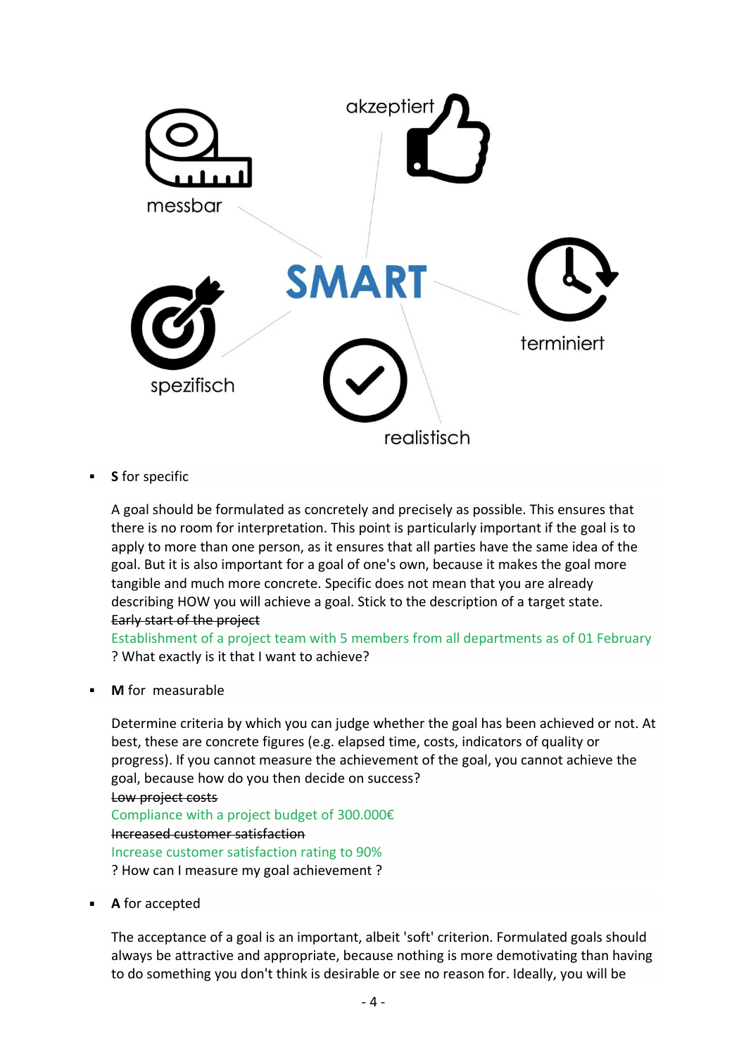- **S** for specific

  A goal should be formulated as concretely and precisely as possible. This ensures that there is no room for interpretation. This point is particularly important if the goal is to apply to more than one person, as it ensures that all parties have the same idea of the goal. But it is also important for a goal of one's own, because it makes the goal more tangible and much more concrete. Specific does not mean that you are already describing HOW you will achieve a goal. Stick to the description of a target state.
  ~~Early start of the project~~
  Establishment of a project team with 5 members from all departments as of 01 February
  ? What exactly is it that I want to achieve?

- **M** for measurable

  Determine criteria by which you can judge whether the goal has been achieved or not. At best, these are concrete figures (e.g. elapsed time, costs, indicators of quality or progress). If you cannot measure the achievement of the goal, you cannot achieve the goal, because how do you then decide on success?
  ~~Low project costs~~
  Compliance with a project budget of 300.000€
  ~~Increased customer satisfaction~~
  Increase customer satisfaction rating to 90%
  ? How can I measure my goal achievement ?

- **A** for accepted

  The acceptance of a goal is an important, albeit 'soft' criterion. Formulated goals should always be attractive and appropriate, because nothing is more demotivating than having to do something you don't think is desirable or see no reason for. Ideally, you will be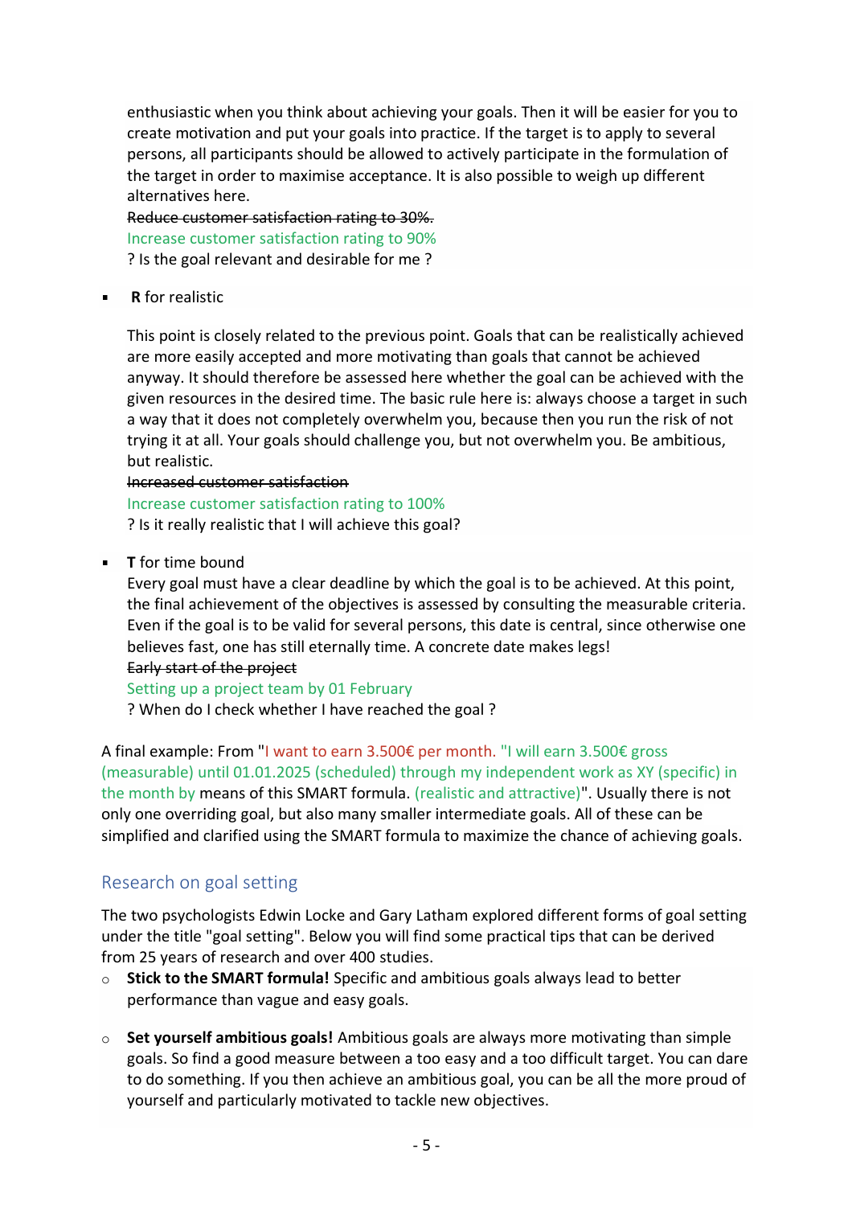enthusiastic when you think about achieving your goals. Then it will be easier for you to create motivation and put your goals into practice. If the target is to apply to several persons, all participants should be allowed to actively participate in the formulation of the target in order to maximise acceptance. It is also possible to weigh up different alternatives here.

~~Reduce customer satisfaction rating to 30%.~~

Increase customer satisfaction rating to 90%

? Is the goal relevant and desirable for me ?

- **R** for realistic

  This point is closely related to the previous point. Goals that can be realistically achieved are more easily accepted and more motivating than goals that cannot be achieved anyway. It should therefore be assessed here whether the goal can be achieved with the given resources in the desired time. The basic rule here is: always choose a target in such a way that it does not completely overwhelm you, because then you run the risk of not trying it at all. Your goals should challenge you, but not overwhelm you. Be ambitious, but realistic.

  ~~Increased customer satisfaction~~

  Increase customer satisfaction rating to 100%

  ? Is it really realistic that I will achieve this goal?

- **T** for time bound

  Every goal must have a clear deadline by which the goal is to be achieved. At this point, the final achievement of the objectives is assessed by consulting the measurable criteria. Even if the goal is to be valid for several persons, this date is central, since otherwise one believes fast, one has still eternally time. A concrete date makes legs!

  ~~Early start of the project~~

  Setting up a project team by 01 February

  ? When do I check whether I have reached the goal ?

A final example: From "I want to earn 3.500€ per month. "I will earn 3.500€ gross (measurable) until 01.01.2025 (scheduled) through my independent work as XY (specific) in the month by means of this SMART formula. (realistic and attractive)". Usually there is not only one overriding goal, but also many smaller intermediate goals. All of these can be simplified and clarified using the SMART formula to maximize the chance of achieving goals.

## Research on goal setting

The two psychologists Edwin Locke and Gary Latham explored different forms of goal setting under the title "goal setting". Below you will find some practical tips that can be derived from 25 years of research and over 400 studies.

- **Stick to the SMART formula!** Specific and ambitious goals always lead to better performance than vague and easy goals.

- **Set yourself ambitious goals!** Ambitious goals are always more motivating than simple goals. So find a good measure between a too easy and a too difficult target. You can dare to do something. If you then achieve an ambitious goal, you can be all the more proud of yourself and particularly motivated to tackle new objectives.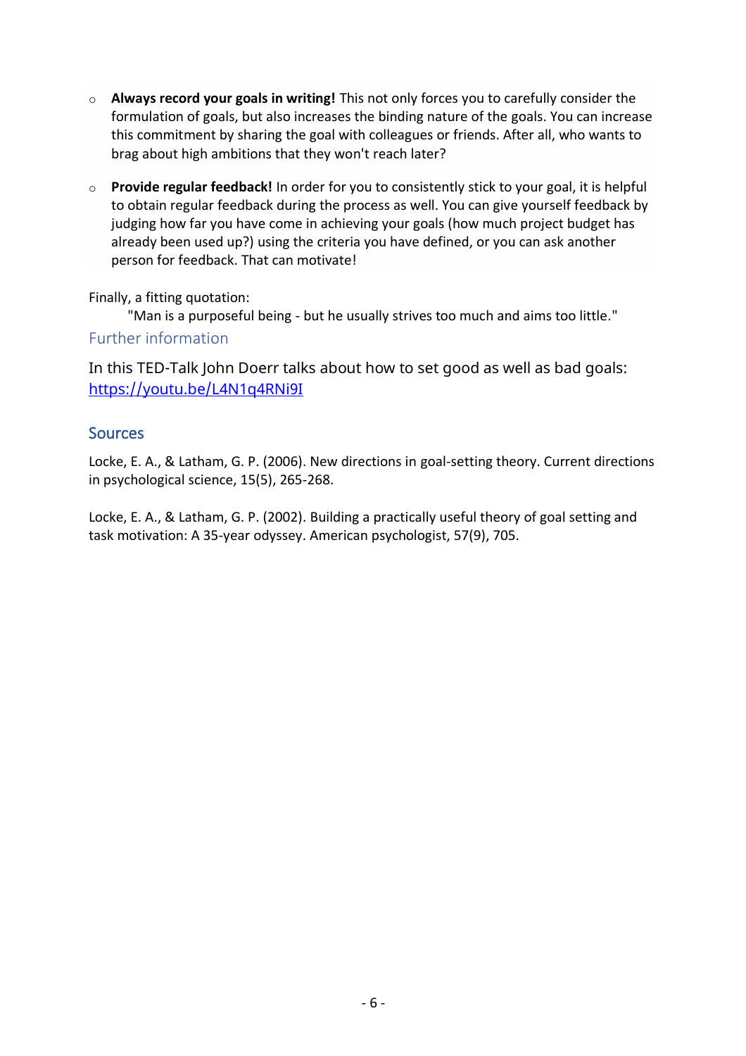- **Always record your goals in writing!** This not only forces you to carefully consider the formulation of goals, but also increases the binding nature of the goals. You can increase this commitment by sharing the goal with colleagues or friends. After all, who wants to brag about high ambitions that they won't reach later?
- **Provide regular feedback!** In order for you to consistently stick to your goal, it is helpful to obtain regular feedback during the process as well. You can give yourself feedback by judging how far you have come in achieving your goals (how much project budget has already been used up?) using the criteria you have defined, or you can ask another person for feedback. That can motivate!

Finally, a fitting quotation:

> "Man is a purposeful being - but he usually strives too much and aims too little."

### Further information

In this TED-Talk John Doerr talks about how to set good as well as bad goals: https://youtu.be/L4N1q4RNi9I

## Sources

Locke, E. A., & Latham, G. P. (2006). New directions in goal-setting theory. Current directions in psychological science, 15(5), 265-268.

Locke, E. A., & Latham, G. P. (2002). Building a practically useful theory of goal setting and task motivation: A 35-year odyssey. American psychologist, 57(9), 705.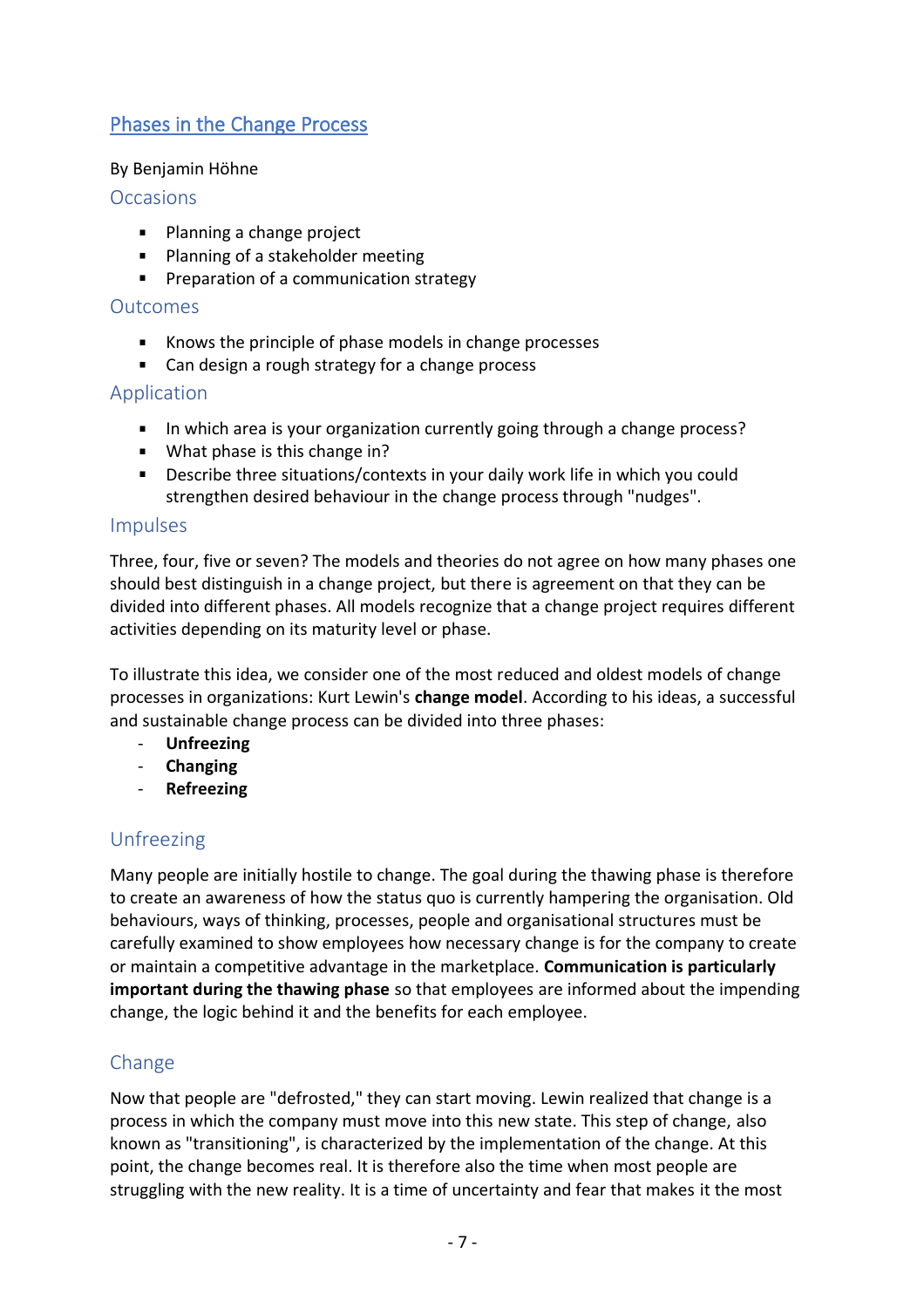## Phases in the Change Process

By Benjamin Höhne

### Occasions

- Planning a change project
- Planning of a stakeholder meeting
- Preparation of a communication strategy

### Outcomes

- Knows the principle of phase models in change processes
- Can design a rough strategy for a change process

### Application

- In which area is your organization currently going through a change process?
- What phase is this change in?
- Describe three situations/contexts in your daily work life in which you could strengthen desired behaviour in the change process through "nudges".

### Impulses

Three, four, five or seven? The models and theories do not agree on how many phases one should best distinguish in a change project, but there is agreement on that they can be divided into different phases. All models recognize that a change project requires different activities depending on its maturity level or phase.

To illustrate this idea, we consider one of the most reduced and oldest models of change processes in organizations: Kurt Lewin's **change model**. According to his ideas, a successful and sustainable change process can be divided into three phases:

- **Unfreezing**
- **Changing**
- **Refreezing**

### Unfreezing

Many people are initially hostile to change. The goal during the thawing phase is therefore to create an awareness of how the status quo is currently hampering the organisation. Old behaviours, ways of thinking, processes, people and organisational structures must be carefully examined to show employees how necessary change is for the company to create or maintain a competitive advantage in the marketplace. **Communication is particularly important during the thawing phase** so that employees are informed about the impending change, the logic behind it and the benefits for each employee.

### Change

Now that people are "defrosted," they can start moving. Lewin realized that change is a process in which the company must move into this new state. This step of change, also known as "transitioning", is characterized by the implementation of the change. At this point, the change becomes real. It is therefore also the time when most people are struggling with the new reality. It is a time of uncertainty and fear that makes it the most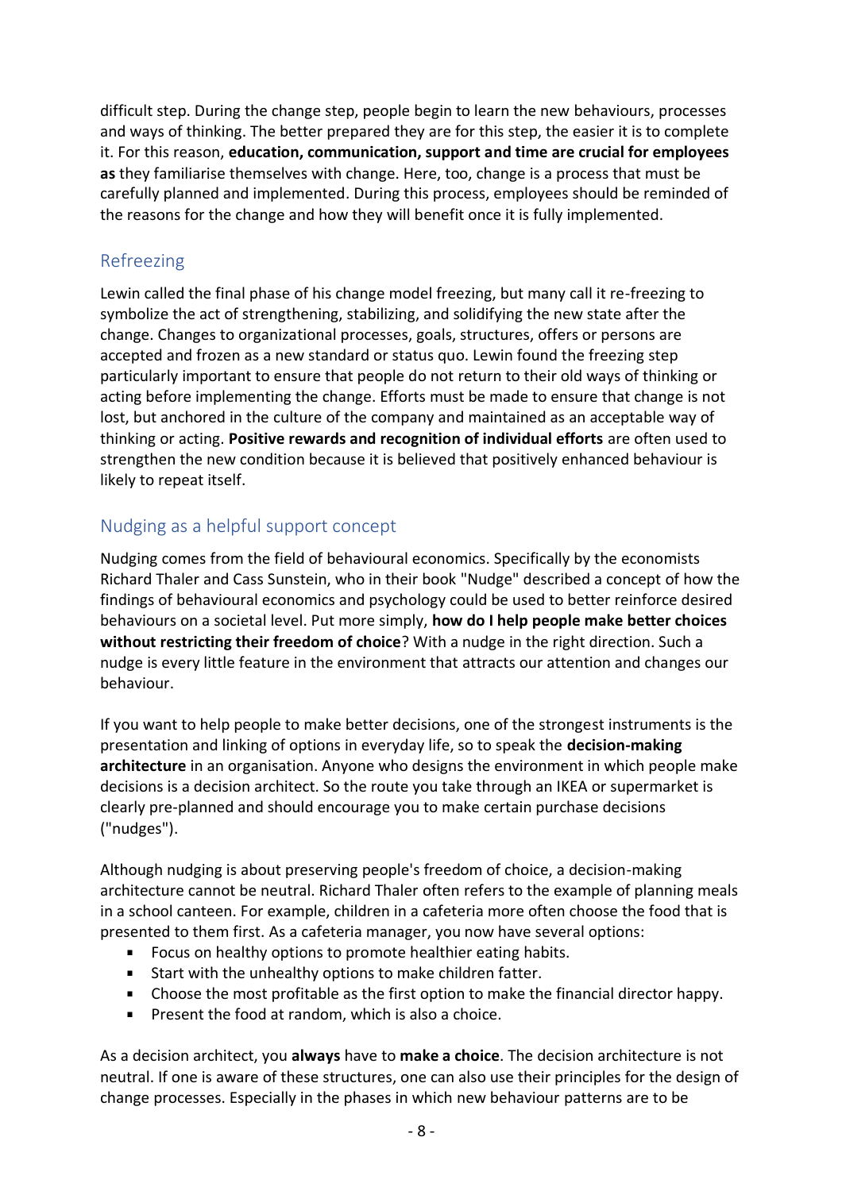difficult step. During the change step, people begin to learn the new behaviours, processes and ways of thinking. The better prepared they are for this step, the easier it is to complete it. For this reason, **education, communication, support and time are crucial for employees as** they familiarise themselves with change. Here, too, change is a process that must be carefully planned and implemented. During this process, employees should be reminded of the reasons for the change and how they will benefit once it is fully implemented.

## Refreezing

Lewin called the final phase of his change model freezing, but many call it re-freezing to symbolize the act of strengthening, stabilizing, and solidifying the new state after the change. Changes to organizational processes, goals, structures, offers or persons are accepted and frozen as a new standard or status quo. Lewin found the freezing step particularly important to ensure that people do not return to their old ways of thinking or acting before implementing the change. Efforts must be made to ensure that change is not lost, but anchored in the culture of the company and maintained as an acceptable way of thinking or acting. **Positive rewards and recognition of individual efforts** are often used to strengthen the new condition because it is believed that positively enhanced behaviour is likely to repeat itself.

## Nudging as a helpful support concept

Nudging comes from the field of behavioural economics. Specifically by the economists Richard Thaler and Cass Sunstein, who in their book "Nudge" described a concept of how the findings of behavioural economics and psychology could be used to better reinforce desired behaviours on a societal level. Put more simply, **how do I help people make better choices without restricting their freedom of choice**? With a nudge in the right direction. Such a nudge is every little feature in the environment that attracts our attention and changes our behaviour.

If you want to help people to make better decisions, one of the strongest instruments is the presentation and linking of options in everyday life, so to speak the **decision-making architecture** in an organisation. Anyone who designs the environment in which people make decisions is a decision architect. So the route you take through an IKEA or supermarket is clearly pre-planned and should encourage you to make certain purchase decisions ("nudges").

Although nudging is about preserving people's freedom of choice, a decision-making architecture cannot be neutral. Richard Thaler often refers to the example of planning meals in a school canteen. For example, children in a cafeteria more often choose the food that is presented to them first. As a cafeteria manager, you now have several options:

- Focus on healthy options to promote healthier eating habits.
- Start with the unhealthy options to make children fatter.
- Choose the most profitable as the first option to make the financial director happy.
- Present the food at random, which is also a choice.

As a decision architect, you **always** have to **make a choice**. The decision architecture is not neutral. If one is aware of these structures, one can also use their principles for the design of change processes. Especially in the phases in which new behaviour patterns are to be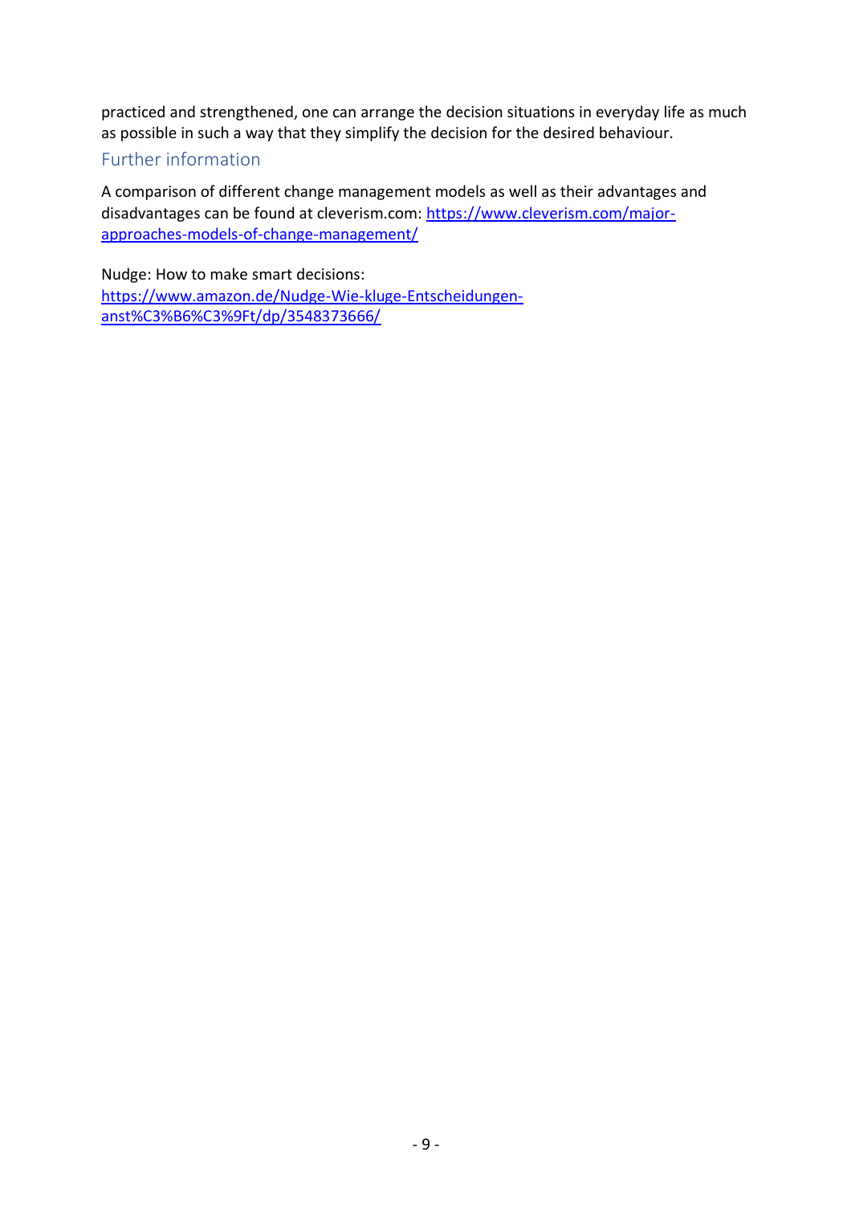practiced and strengthened, one can arrange the decision situations in everyday life as much as possible in such a way that they simplify the decision for the desired behaviour.

## Further information

A comparison of different change management models as well as their advantages and disadvantages can be found at cleverism.com: [https://www.cleverism.com/major-approaches-models-of-change-management/](https://www.cleverism.com/major-approaches-models-of-change-management/)

Nudge: How to make smart decisions:
[https://www.amazon.de/Nudge-Wie-kluge-Entscheidungen-anst%C3%B6%C3%9Ft/dp/3548373666/](https://www.amazon.de/Nudge-Wie-kluge-Entscheidungen-anst%C3%B6%C3%9Ft/dp/3548373666/)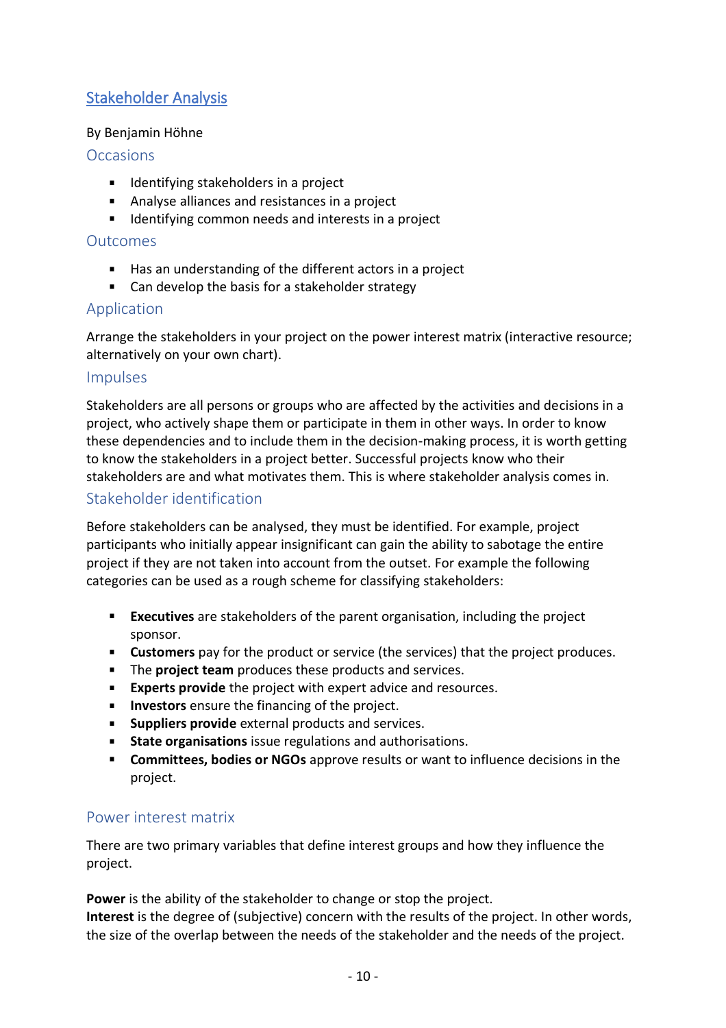## Stakeholder Analysis

By Benjamin Höhne

### Occasions

- Identifying stakeholders in a project
- Analyse alliances and resistances in a project
- Identifying common needs and interests in a project

### Outcomes

- Has an understanding of the different actors in a project
- Can develop the basis for a stakeholder strategy

### Application

Arrange the stakeholders in your project on the power interest matrix (interactive resource; alternatively on your own chart).

### Impulses

Stakeholders are all persons or groups who are affected by the activities and decisions in a project, who actively shape them or participate in them in other ways. In order to know these dependencies and to include them in the decision-making process, it is worth getting to know the stakeholders in a project better. Successful projects know who their stakeholders are and what motivates them. This is where stakeholder analysis comes in.

### Stakeholder identification

Before stakeholders can be analysed, they must be identified. For example, project participants who initially appear insignificant can gain the ability to sabotage the entire project if they are not taken into account from the outset. For example the following categories can be used as a rough scheme for classifying stakeholders:

- **Executives** are stakeholders of the parent organisation, including the project sponsor.
- **Customers** pay for the product or service (the services) that the project produces.
- The **project team** produces these products and services.
- **Experts provide** the project with expert advice and resources.
- **Investors** ensure the financing of the project.
- **Suppliers provide** external products and services.
- **State organisations** issue regulations and authorisations.
- **Committees, bodies or NGOs** approve results or want to influence decisions in the project.

### Power interest matrix

There are two primary variables that define interest groups and how they influence the project.

**Power** is the ability of the stakeholder to change or stop the project.
**Interest** is the degree of (subjective) concern with the results of the project. In other words, the size of the overlap between the needs of the stakeholder and the needs of the project.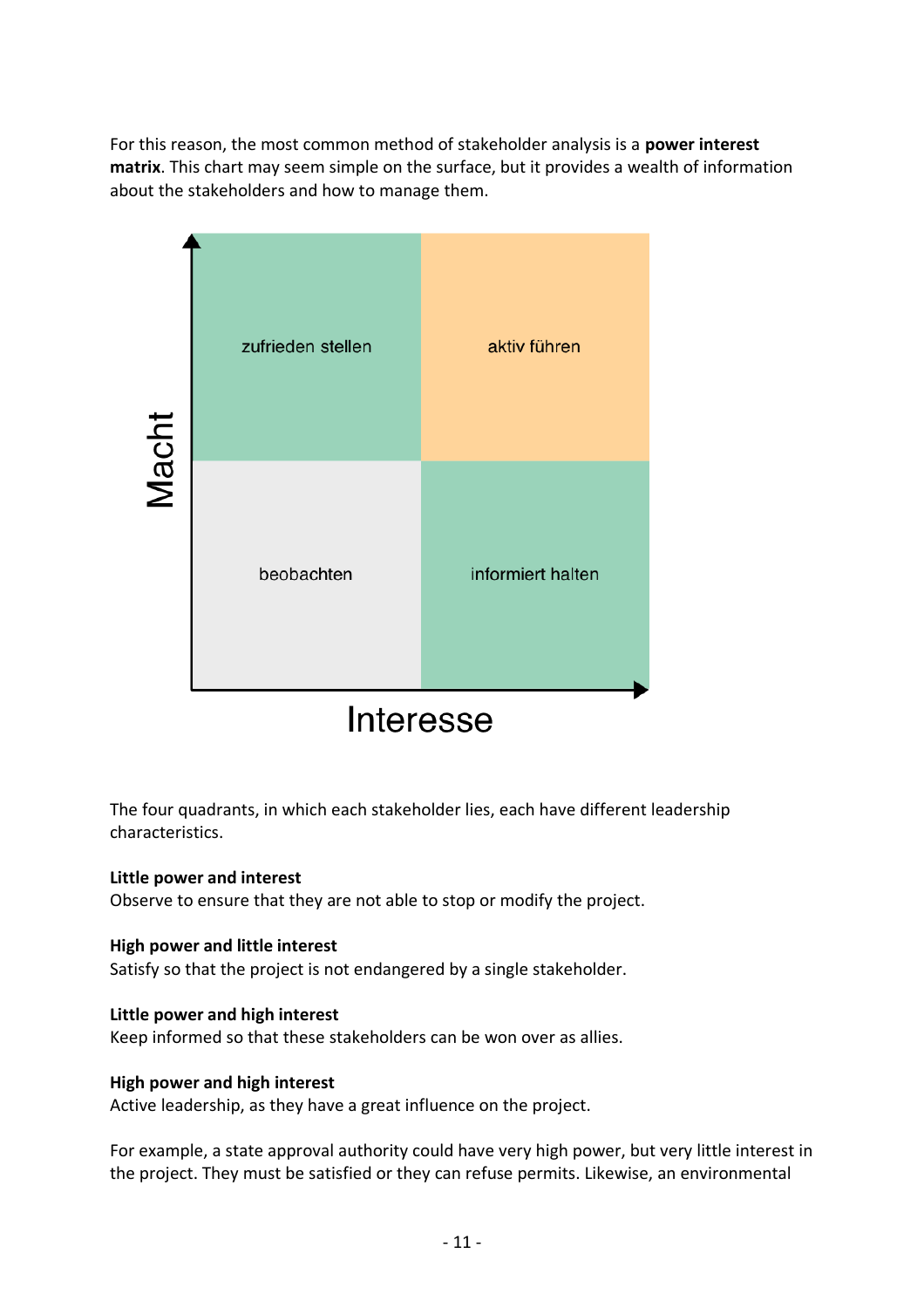For this reason, the most common method of stakeholder analysis is a **power interest matrix**. This chart may seem simple on the surface, but it provides a wealth of information about the stakeholders and how to manage them.

| Macht ↑ | | |
|---|---|---|
| | zufrieden stellen | aktiv führen |
| | beobachten | informiert halten |
| | Interesse → | |

The four quadrants, in which each stakeholder lies, each have different leadership characteristics.

**Little power and interest**
Observe to ensure that they are not able to stop or modify the project.

**High power and little interest**
Satisfy so that the project is not endangered by a single stakeholder.

**Little power and high interest**
Keep informed so that these stakeholders can be won over as allies.

**High power and high interest**
Active leadership, as they have a great influence on the project.

For example, a state approval authority could have very high power, but very little interest in the project. They must be satisfied or they can refuse permits. Likewise, an environmental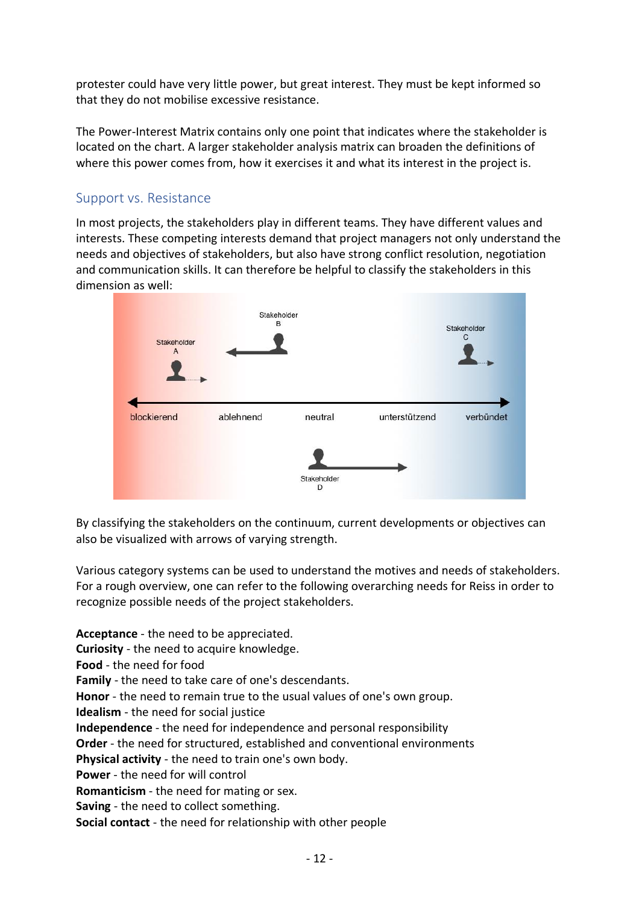protester could have very little power, but great interest. They must be kept informed so that they do not mobilise excessive resistance.

The Power-Interest Matrix contains only one point that indicates where the stakeholder is located on the chart. A larger stakeholder analysis matrix can broaden the definitions of where this power comes from, how it exercises it and what its interest in the project is.

## Support vs. Resistance

In most projects, the stakeholders play in different teams. They have different values and interests. These competing interests demand that project managers not only understand the needs and objectives of stakeholders, but also have strong conflict resolution, negotiation and communication skills. It can therefore be helpful to classify the stakeholders in this dimension as well:

Stakeholder B

Stakeholder A

Stakeholder C

blockierend ablehnend neutral unterstützend verbündet

Stakeholder D

By classifying the stakeholders on the continuum, current developments or objectives can also be visualized with arrows of varying strength.

Various category systems can be used to understand the motives and needs of stakeholders. For a rough overview, one can refer to the following overarching needs for Reiss in order to recognize possible needs of the project stakeholders.

**Acceptance** - the need to be appreciated.
**Curiosity** - the need to acquire knowledge.
**Food** - the need for food
**Family** - the need to take care of one's descendants.
**Honor** - the need to remain true to the usual values of one's own group.
**Idealism** - the need for social justice
**Independence** - the need for independence and personal responsibility
**Order** - the need for structured, established and conventional environments
**Physical activity** - the need to train one's own body.
**Power** - the need for will control
**Romanticism** - the need for mating or sex.
**Saving** - the need to collect something.
**Social contact** - the need for relationship with other people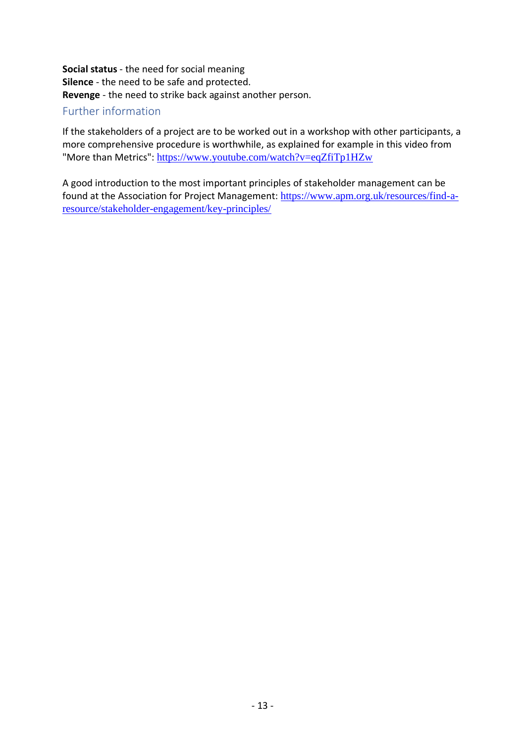**Social status** - the need for social meaning
**Silence** - the need to be safe and protected.
**Revenge** - the need to strike back against another person.

## Further information

If the stakeholders of a project are to be worked out in a workshop with other participants, a more comprehensive procedure is worthwhile, as explained for example in this video from "More than Metrics": https://www.youtube.com/watch?v=eqZfiTp1HZw

A good introduction to the most important principles of stakeholder management can be found at the Association for Project Management: https://www.apm.org.uk/resources/find-a-resource/stakeholder-engagement/key-principles/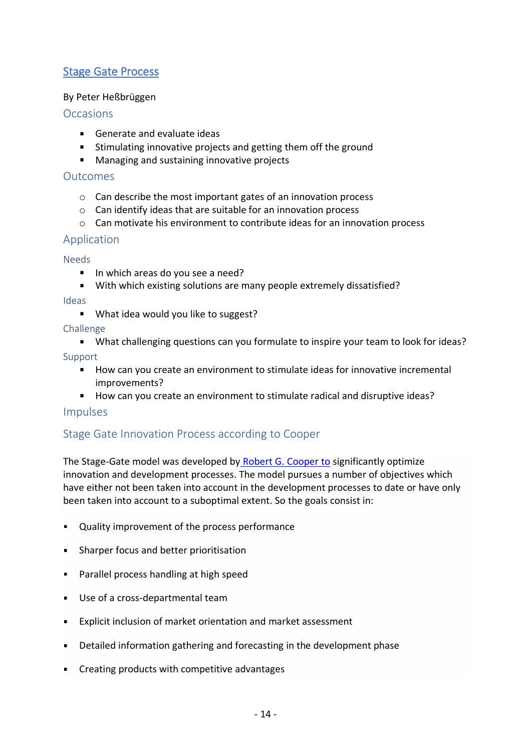## [Stage Gate Process]

By Peter Heßbrüggen

### Occasions

- Generate and evaluate ideas
- Stimulating innovative projects and getting them off the ground
- Managing and sustaining innovative projects

### Outcomes

- Can describe the most important gates of an innovation process
- Can identify ideas that are suitable for an innovation process
- Can motivate his environment to contribute ideas for an innovation process

### Application

#### Needs

- In which areas do you see a need?
- With which existing solutions are many people extremely dissatisfied?

#### Ideas

- What idea would you like to suggest?

#### Challenge

- What challenging questions can you formulate to inspire your team to look for ideas?

#### Support

- How can you create an environment to stimulate ideas for innovative incremental improvements?
- How can you create an environment to stimulate radical and disruptive ideas?

### Impulses

### Stage Gate Innovation Process according to Cooper

The Stage-Gate model was developed by Robert G. Cooper to significantly optimize innovation and development processes. The model pursues a number of objectives which have either not been taken into account in the development processes to date or have only been taken into account to a suboptimal extent. So the goals consist in:

- Quality improvement of the process performance
- Sharper focus and better prioritisation
- Parallel process handling at high speed
- Use of a cross-departmental team
- Explicit inclusion of market orientation and market assessment
- Detailed information gathering and forecasting in the development phase
- Creating products with competitive advantages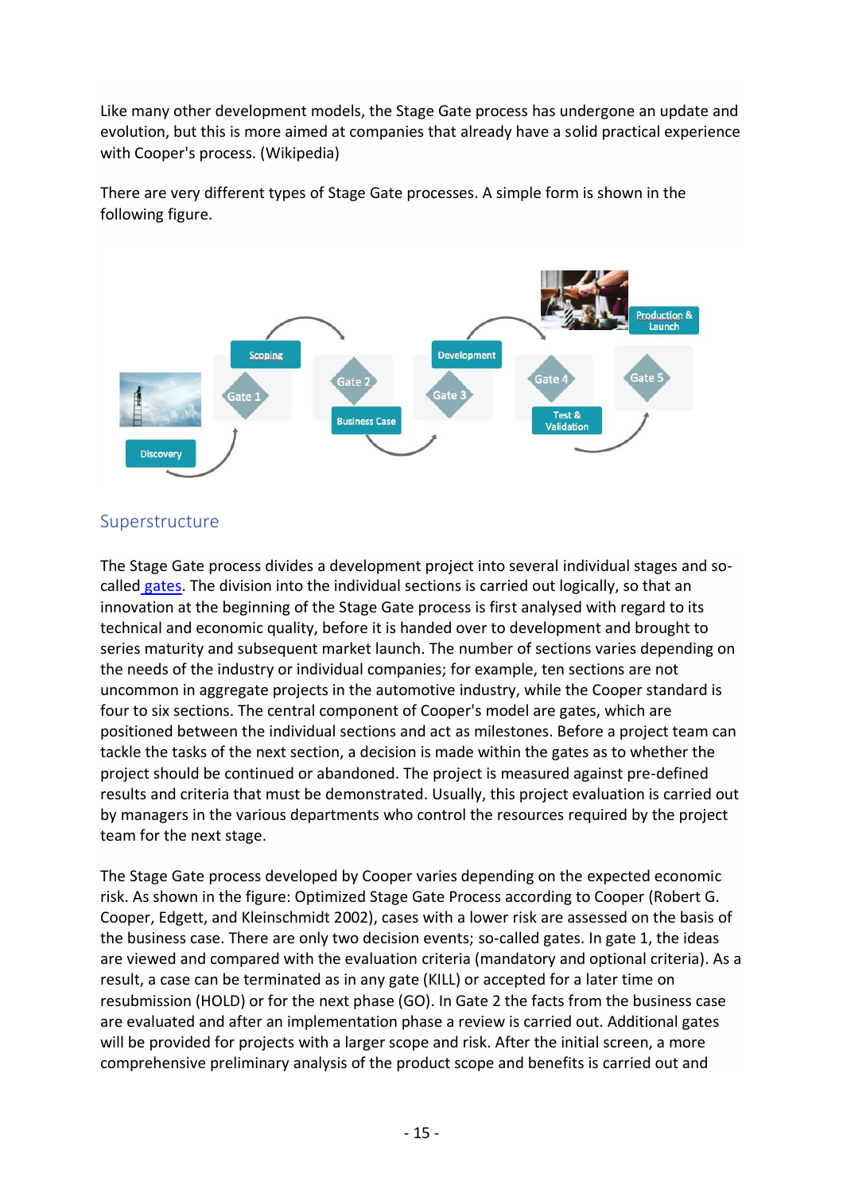Like many other development models, the Stage Gate process has undergone an update and evolution, but this is more aimed at companies that already have a solid practical experience with Cooper's process. (Wikipedia)

There are very different types of Stage Gate processes. A simple form is shown in the following figure.

## Superstructure

The Stage Gate process divides a development project into several individual stages and so-called gates. The division into the individual sections is carried out logically, so that an innovation at the beginning of the Stage Gate process is first analysed with regard to its technical and economic quality, before it is handed over to development and brought to series maturity and subsequent market launch. The number of sections varies depending on the needs of the industry or individual companies; for example, ten sections are not uncommon in aggregate projects in the automotive industry, while the Cooper standard is four to six sections. The central component of Cooper's model are gates, which are positioned between the individual sections and act as milestones. Before a project team can tackle the tasks of the next section, a decision is made within the gates as to whether the project should be continued or abandoned. The project is measured against pre-defined results and criteria that must be demonstrated. Usually, this project evaluation is carried out by managers in the various departments who control the resources required by the project team for the next stage.

The Stage Gate process developed by Cooper varies depending on the expected economic risk. As shown in the figure: Optimized Stage Gate Process according to Cooper (Robert G. Cooper, Edgett, and Kleinschmidt 2002), cases with a lower risk are assessed on the basis of the business case. There are only two decision events; so-called gates. In gate 1, the ideas are viewed and compared with the evaluation criteria (mandatory and optional criteria). As a result, a case can be terminated as in any gate (KILL) or accepted for a later time on resubmission (HOLD) or for the next phase (GO). In Gate 2 the facts from the business case are evaluated and after an implementation phase a review is carried out. Additional gates will be provided for projects with a larger scope and risk. After the initial screen, a more comprehensive preliminary analysis of the product scope and benefits is carried out and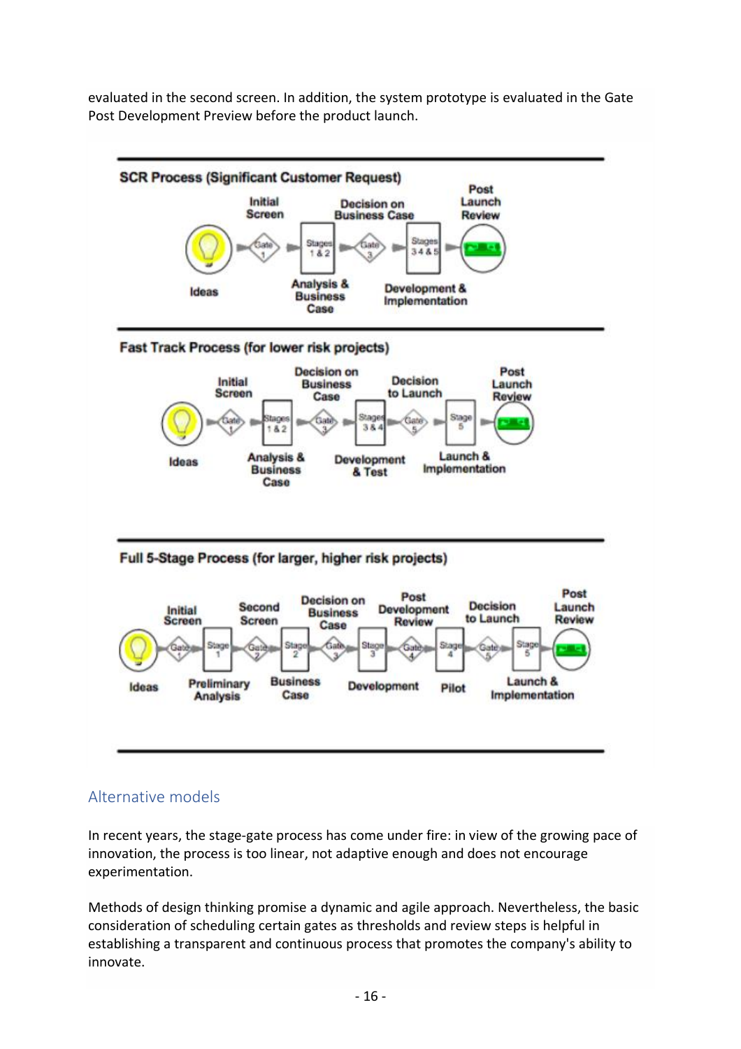evaluated in the second screen. In addition, the system prototype is evaluated in the Gate Post Development Preview before the product launch.

**SCR Process (Significant Customer Request)**

Ideas → Gate 1 (Initial Screen) → Stages 1 & 2 (Analysis & Business Case) → Gate 3 (Decision on Business Case) → Stages 3 4 & 5 (Development & Implementation) → Post Launch Review

**Fast Track Process (for lower risk projects)**

Ideas → Gate 1 (Initial Screen) → Stages 1 & 2 (Analysis & Business Case) → Gate 3 (Decision on Business Case) → Stages 3 & 4 (Development & Test) → Gate 5 (Decision to Launch) → Stage 5 (Launch & Implementation) → Post Launch Review

**Full 5-Stage Process (for larger, higher risk projects)**

Ideas → Gate 1 (Initial Screen) → Stage 1 (Preliminary Analysis) → Gate 2 (Second Screen) → Stage 2 (Business Case) → Gate 3 (Decision on Business Case) → Stage 3 (Development) → Gate 4 (Post Development Review) → Stage 4 (Pilot) → Gate 5 (Decision to Launch) → Stage 5 (Launch & Implementation) → Post Launch Review

## Alternative models

In recent years, the stage-gate process has come under fire: in view of the growing pace of innovation, the process is too linear, not adaptive enough and does not encourage experimentation.

Methods of design thinking promise a dynamic and agile approach. Nevertheless, the basic consideration of scheduling certain gates as thresholds and review steps is helpful in establishing a transparent and continuous process that promotes the company's ability to innovate.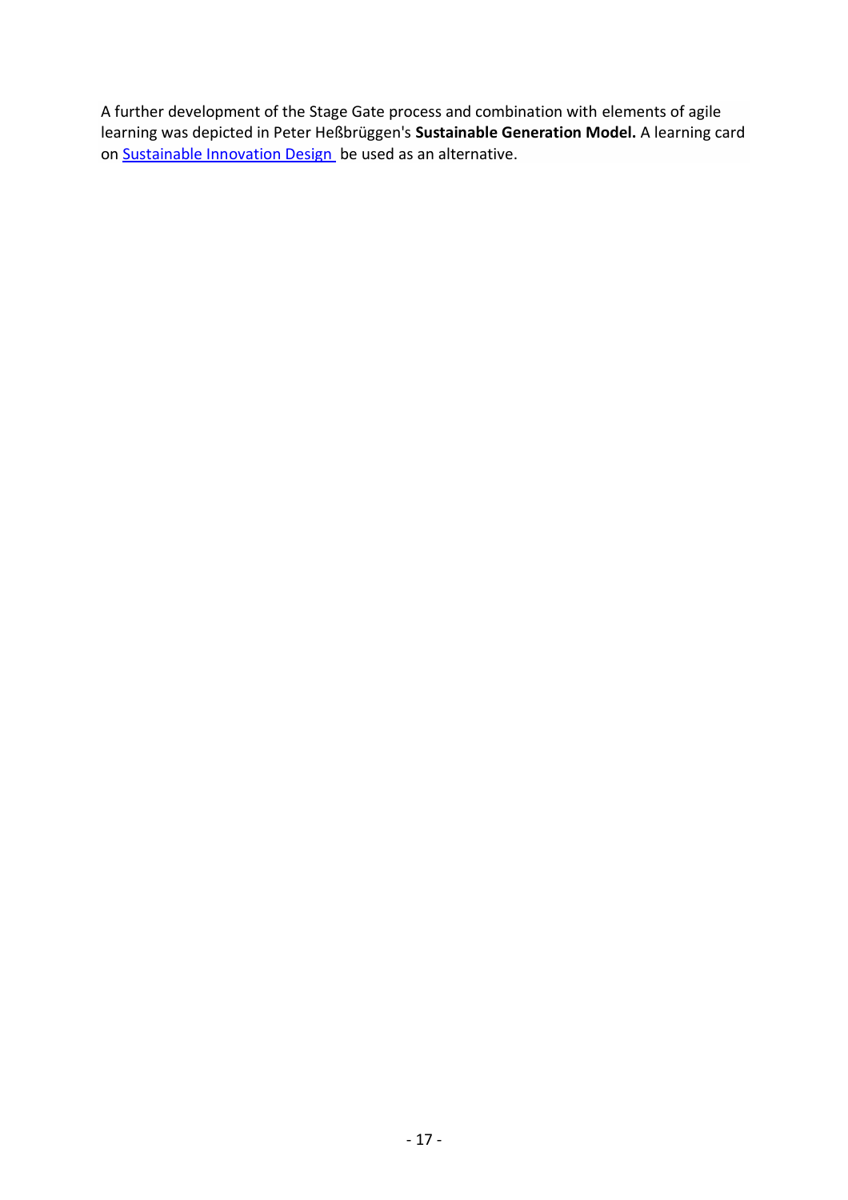A further development of the Stage Gate process and combination with elements of agile learning was depicted in Peter Heßbrüggen's **Sustainable Generation Model.** A learning card on [Sustainable Innovation Design](#) be used as an alternative.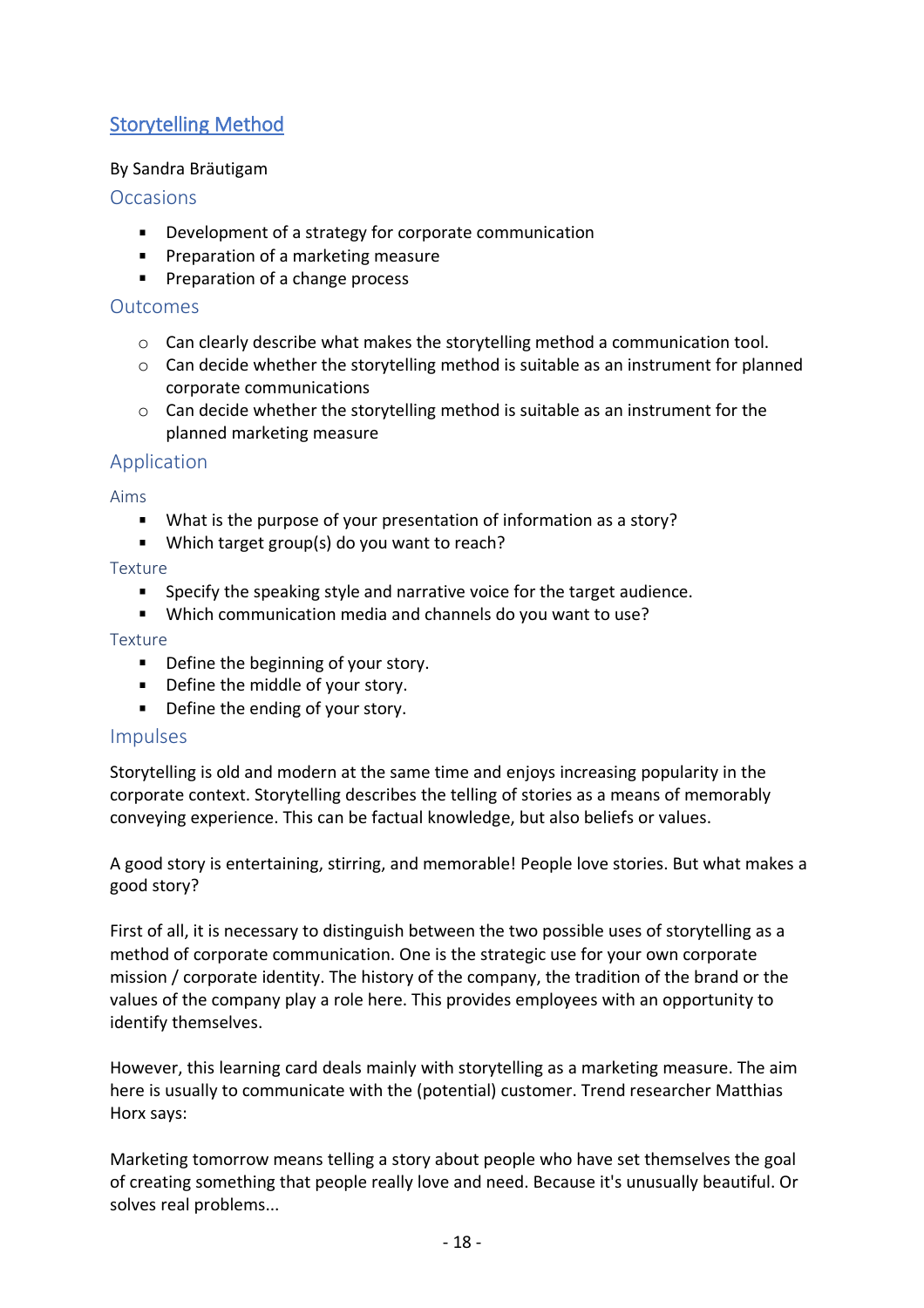## [Storytelling Method]

By Sandra Bräutigam

### Occasions

- Development of a strategy for corporate communication
- Preparation of a marketing measure
- Preparation of a change process

### Outcomes

- Can clearly describe what makes the storytelling method a communication tool.
- Can decide whether the storytelling method is suitable as an instrument for planned corporate communications
- Can decide whether the storytelling method is suitable as an instrument for the planned marketing measure

### Application

#### Aims

- What is the purpose of your presentation of information as a story?
- Which target group(s) do you want to reach?

#### Texture

- Specify the speaking style and narrative voice for the target audience.
- Which communication media and channels do you want to use?

#### Texture

- Define the beginning of your story.
- Define the middle of your story.
- Define the ending of your story.

### Impulses

Storytelling is old and modern at the same time and enjoys increasing popularity in the corporate context. Storytelling describes the telling of stories as a means of memorably conveying experience. This can be factual knowledge, but also beliefs or values.

A good story is entertaining, stirring, and memorable! People love stories. But what makes a good story?

First of all, it is necessary to distinguish between the two possible uses of storytelling as a method of corporate communication. One is the strategic use for your own corporate mission / corporate identity. The history of the company, the tradition of the brand or the values of the company play a role here. This provides employees with an opportunity to identify themselves.

However, this learning card deals mainly with storytelling as a marketing measure. The aim here is usually to communicate with the (potential) customer. Trend researcher Matthias Horx says:

Marketing tomorrow means telling a story about people who have set themselves the goal of creating something that people really love and need. Because it's unusually beautiful. Or solves real problems...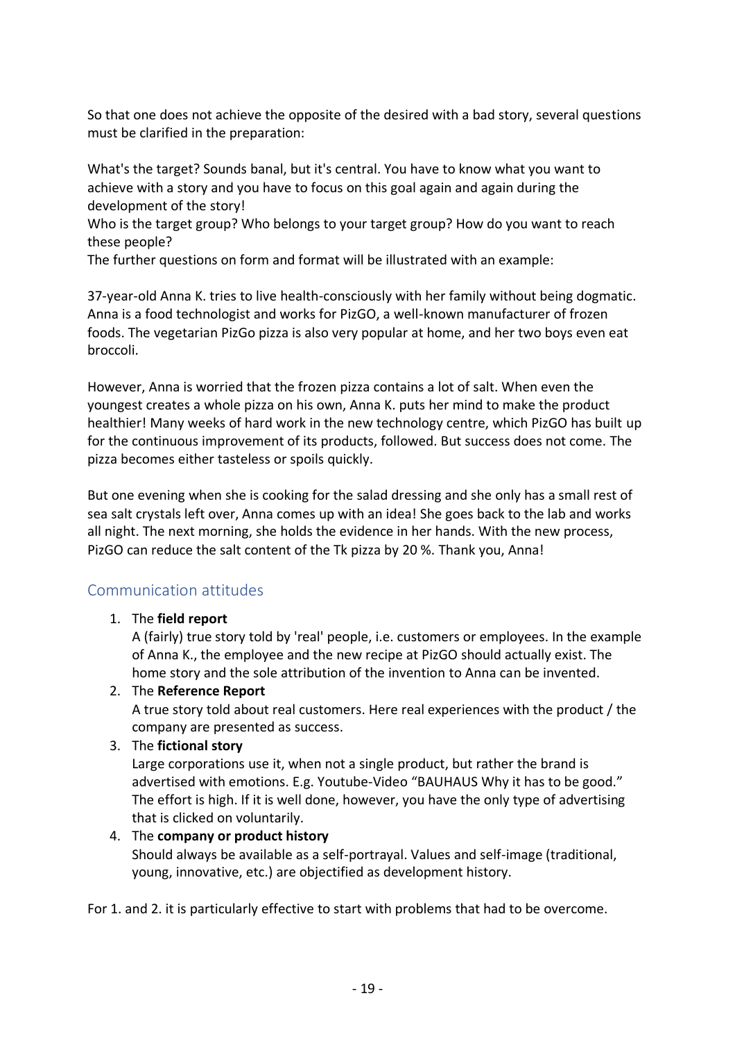So that one does not achieve the opposite of the desired with a bad story, several questions must be clarified in the preparation:

What's the target? Sounds banal, but it's central. You have to know what you want to achieve with a story and you have to focus on this goal again and again during the development of the story!
Who is the target group? Who belongs to your target group? How do you want to reach these people?
The further questions on form and format will be illustrated with an example:

37-year-old Anna K. tries to live health-consciously with her family without being dogmatic. Anna is a food technologist and works for PizGO, a well-known manufacturer of frozen foods. The vegetarian PizGo pizza is also very popular at home, and her two boys even eat broccoli.

However, Anna is worried that the frozen pizza contains a lot of salt. When even the youngest creates a whole pizza on his own, Anna K. puts her mind to make the product healthier! Many weeks of hard work in the new technology centre, which PizGO has built up for the continuous improvement of its products, followed. But success does not come. The pizza becomes either tasteless or spoils quickly.

But one evening when she is cooking for the salad dressing and she only has a small rest of sea salt crystals left over, Anna comes up with an idea! She goes back to the lab and works all night. The next morning, she holds the evidence in her hands. With the new process, PizGO can reduce the salt content of the Tk pizza by 20 %. Thank you, Anna!

## Communication attitudes

1. The **field report**
   A (fairly) true story told by 'real' people, i.e. customers or employees. In the example of Anna K., the employee and the new recipe at PizGO should actually exist. The home story and the sole attribution of the invention to Anna can be invented.
2. The **Reference Report**
   A true story told about real customers. Here real experiences with the product / the company are presented as success.
3. The **fictional story**
   Large corporations use it, when not a single product, but rather the brand is advertised with emotions. E.g. Youtube-Video "BAUHAUS Why it has to be good." The effort is high. If it is well done, however, you have the only type of advertising that is clicked on voluntarily.
4. The **company or product history**
   Should always be available as a self-portrayal. Values and self-image (traditional, young, innovative, etc.) are objectified as development history.

For 1. and 2. it is particularly effective to start with problems that had to be overcome.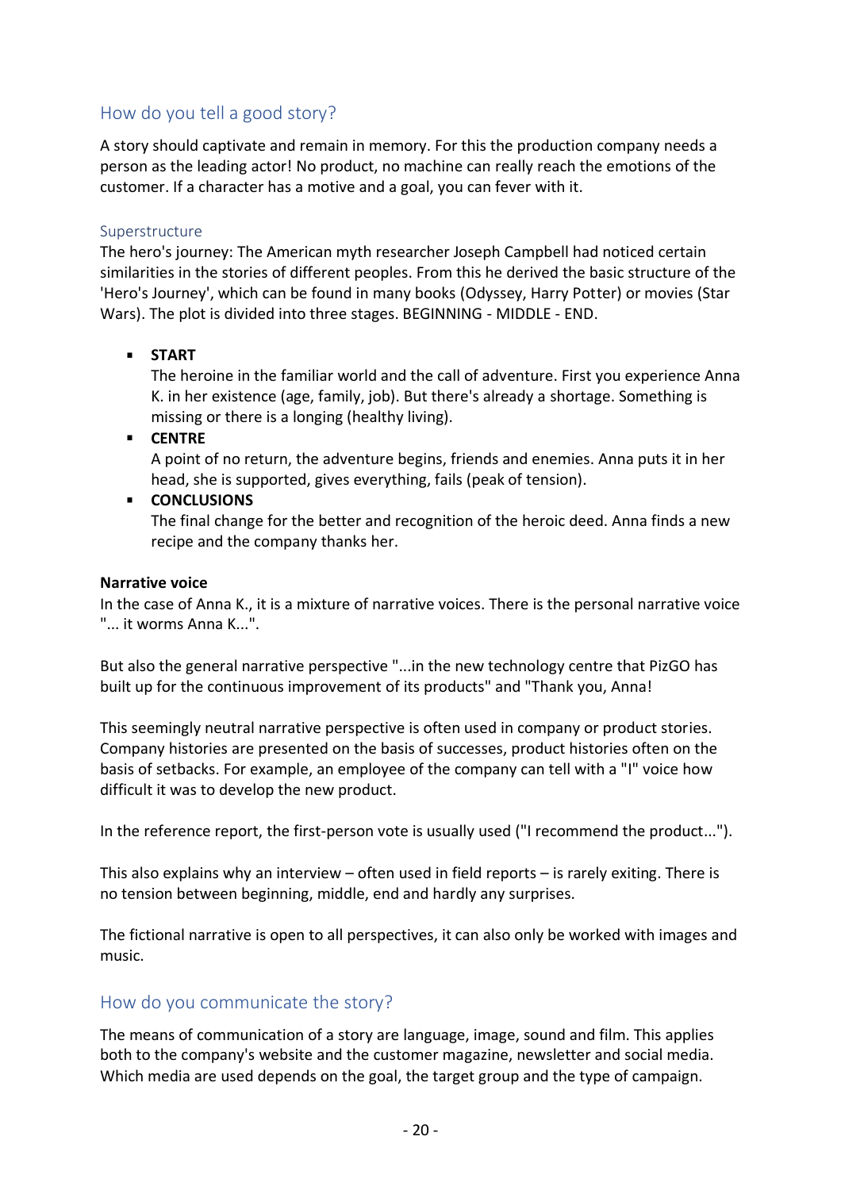## How do you tell a good story?

A story should captivate and remain in memory. For this the production company needs a person as the leading actor! No product, no machine can really reach the emotions of the customer. If a character has a motive and a goal, you can fever with it.

### Superstructure

The hero's journey: The American myth researcher Joseph Campbell had noticed certain similarities in the stories of different peoples. From this he derived the basic structure of the 'Hero's Journey', which can be found in many books (Odyssey, Harry Potter) or movies (Star Wars). The plot is divided into three stages. BEGINNING - MIDDLE - END.

- **START**
  The heroine in the familiar world and the call of adventure. First you experience Anna K. in her existence (age, family, job). But there's already a shortage. Something is missing or there is a longing (healthy living).
- **CENTRE**
  A point of no return, the adventure begins, friends and enemies. Anna puts it in her head, she is supported, gives everything, fails (peak of tension).
- **CONCLUSIONS**
  The final change for the better and recognition of the heroic deed. Anna finds a new recipe and the company thanks her.

**Narrative voice**

In the case of Anna K., it is a mixture of narrative voices. There is the personal narrative voice "... it worms Anna K...".

But also the general narrative perspective "...in the new technology centre that PizGO has built up for the continuous improvement of its products" and "Thank you, Anna!

This seemingly neutral narrative perspective is often used in company or product stories. Company histories are presented on the basis of successes, product histories often on the basis of setbacks. For example, an employee of the company can tell with a "I" voice how difficult it was to develop the new product.

In the reference report, the first-person vote is usually used ("I recommend the product...").

This also explains why an interview – often used in field reports – is rarely exiting. There is no tension between beginning, middle, end and hardly any surprises.

The fictional narrative is open to all perspectives, it can also only be worked with images and music.

## How do you communicate the story?

The means of communication of a story are language, image, sound and film. This applies both to the company's website and the customer magazine, newsletter and social media. Which media are used depends on the goal, the target group and the type of campaign.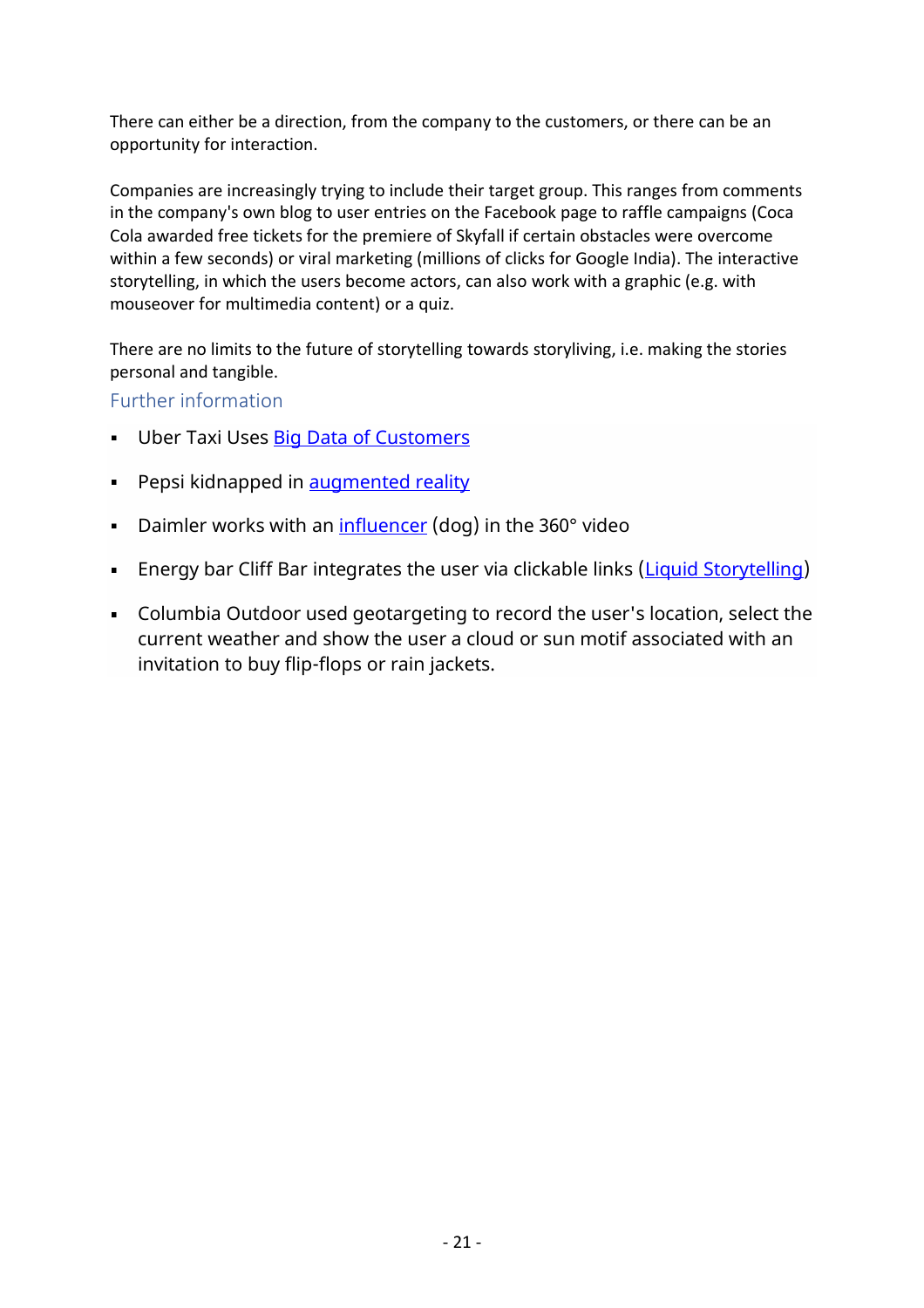There can either be a direction, from the company to the customers, or there can be an opportunity for interaction.

Companies are increasingly trying to include their target group. This ranges from comments in the company's own blog to user entries on the Facebook page to raffle campaigns (Coca Cola awarded free tickets for the premiere of Skyfall if certain obstacles were overcome within a few seconds) or viral marketing (millions of clicks for Google India). The interactive storytelling, in which the users become actors, can also work with a graphic (e.g. with mouseover for multimedia content) or a quiz.

There are no limits to the future of storytelling towards storyliving, i.e. making the stories personal and tangible.

### Further information

- Uber Taxi Uses Big Data of Customers
- Pepsi kidnapped in augmented reality
- Daimler works with an influencer (dog) in the 360° video
- Energy bar Cliff Bar integrates the user via clickable links (Liquid Storytelling)
- Columbia Outdoor used geotargeting to record the user's location, select the current weather and show the user a cloud or sun motif associated with an invitation to buy flip-flops or rain jackets.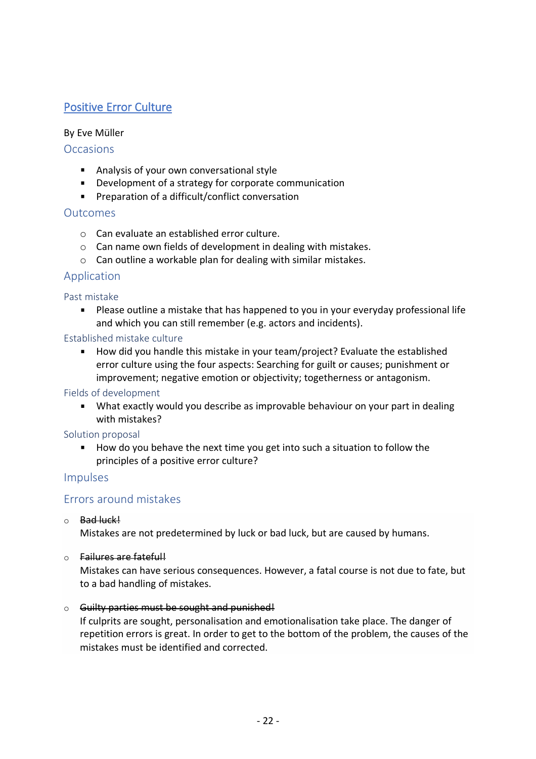# Positive Error Culture

By Eve Müller

## Occasions

- Analysis of your own conversational style
- Development of a strategy for corporate communication
- Preparation of a difficult/conflict conversation

## Outcomes

- Can evaluate an established error culture.
- Can name own fields of development in dealing with mistakes.
- Can outline a workable plan for dealing with similar mistakes.

## Application

### Past mistake

- Please outline a mistake that has happened to you in your everyday professional life and which you can still remember (e.g. actors and incidents).

### Established mistake culture

- How did you handle this mistake in your team/project? Evaluate the established error culture using the four aspects: Searching for guilt or causes; punishment or improvement; negative emotion or objectivity; togetherness or antagonism.

### Fields of development

- What exactly would you describe as improvable behaviour on your part in dealing with mistakes?

### Solution proposal

- How do you behave the next time you get into such a situation to follow the principles of a positive error culture?

## Impulses

## Errors around mistakes

- ~~Bad luck!~~
  Mistakes are not predetermined by luck or bad luck, but are caused by humans.

- ~~Failures are fateful!~~
  Mistakes can have serious consequences. However, a fatal course is not due to fate, but to a bad handling of mistakes.

- ~~Guilty parties must be sought and punished!~~
  If culprits are sought, personalisation and emotionalisation take place. The danger of repetition errors is great. In order to get to the bottom of the problem, the causes of the mistakes must be identified and corrected.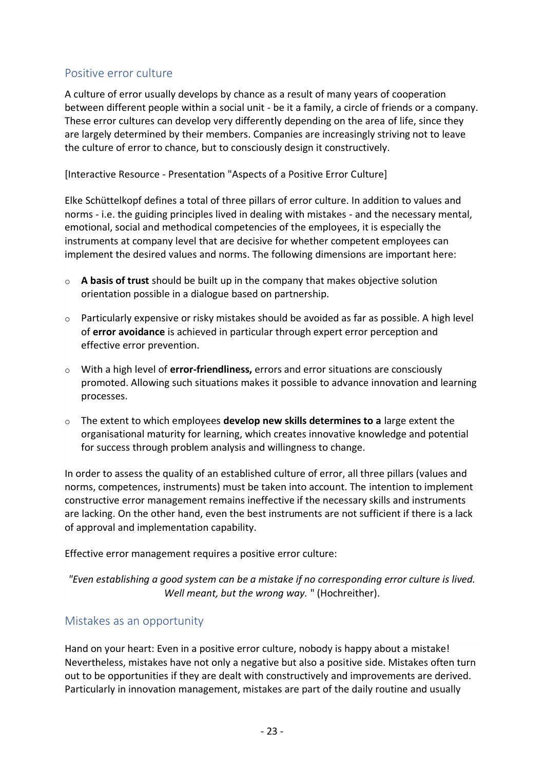## Positive error culture

A culture of error usually develops by chance as a result of many years of cooperation between different people within a social unit - be it a family, a circle of friends or a company. These error cultures can develop very differently depending on the area of life, since they are largely determined by their members. Companies are increasingly striving not to leave the culture of error to chance, but to consciously design it constructively.

[Interactive Resource - Presentation "Aspects of a Positive Error Culture]

Elke Schüttelkopf defines a total of three pillars of error culture. In addition to values and norms - i.e. the guiding principles lived in dealing with mistakes - and the necessary mental, emotional, social and methodical competencies of the employees, it is especially the instruments at company level that are decisive for whether competent employees can implement the desired values and norms. The following dimensions are important here:

- **A basis of trust** should be built up in the company that makes objective solution orientation possible in a dialogue based on partnership.
- Particularly expensive or risky mistakes should be avoided as far as possible. A high level of **error avoidance** is achieved in particular through expert error perception and effective error prevention.
- With a high level of **error-friendliness,** errors and error situations are consciously promoted. Allowing such situations makes it possible to advance innovation and learning processes.
- The extent to which employees **develop new skills determines to a** large extent the organisational maturity for learning, which creates innovative knowledge and potential for success through problem analysis and willingness to change.

In order to assess the quality of an established culture of error, all three pillars (values and norms, competences, instruments) must be taken into account. The intention to implement constructive error management remains ineffective if the necessary skills and instruments are lacking. On the other hand, even the best instruments are not sufficient if there is a lack of approval and implementation capability.

Effective error management requires a positive error culture:

*"Even establishing a good system can be a mistake if no corresponding error culture is lived. Well meant, but the wrong way.* " (Hochreither).

## Mistakes as an opportunity

Hand on your heart: Even in a positive error culture, nobody is happy about a mistake! Nevertheless, mistakes have not only a negative but also a positive side. Mistakes often turn out to be opportunities if they are dealt with constructively and improvements are derived. Particularly in innovation management, mistakes are part of the daily routine and usually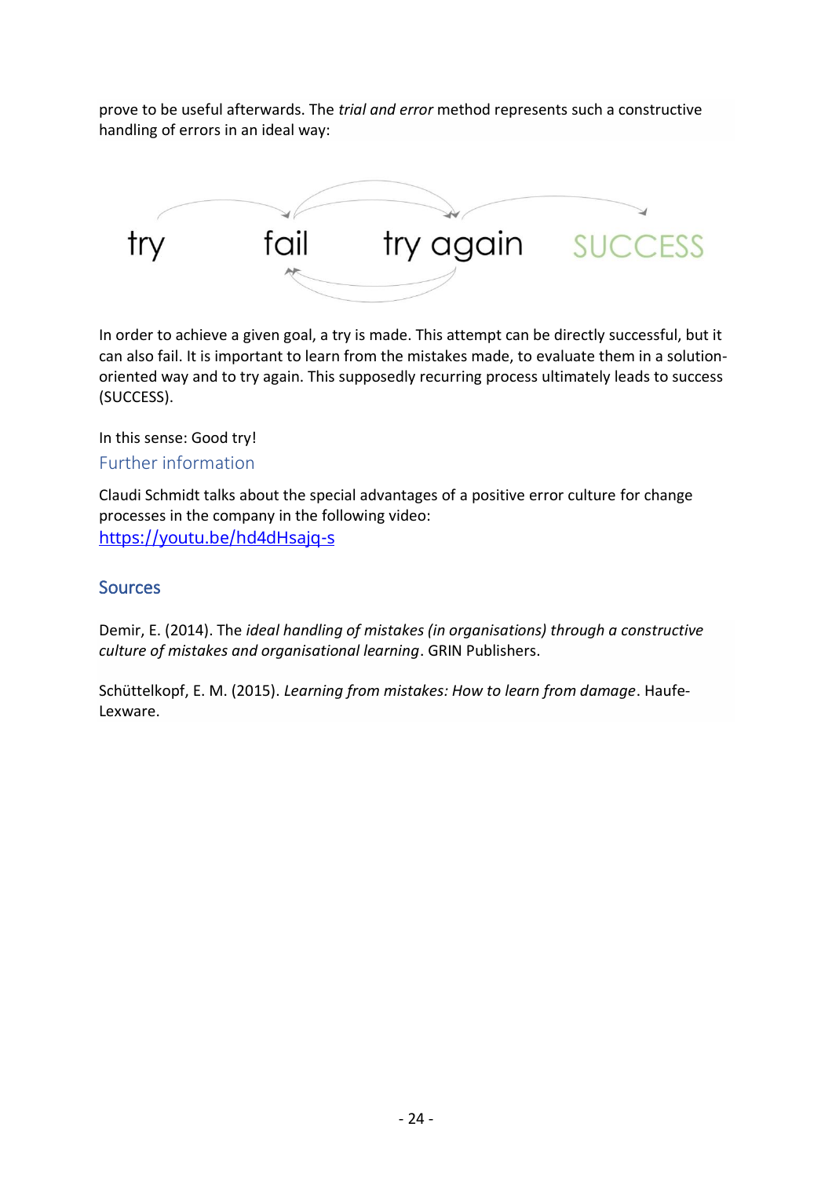prove to be useful afterwards. The *trial and error* method represents such a constructive handling of errors in an ideal way:

try

fail

try again

SUCCESS

In order to achieve a given goal, a try is made. This attempt can be directly successful, but it can also fail. It is important to learn from the mistakes made, to evaluate them in a solution-oriented way and to try again. This supposedly recurring process ultimately leads to success (SUCCESS).

In this sense: Good try!

## Further information

Claudi Schmidt talks about the special advantages of a positive error culture for change processes in the company in the following video:
https://youtu.be/hd4dHsajq-s

## Sources

Demir, E. (2014). The *ideal handling of mistakes (in organisations) through a constructive culture of mistakes and organisational learning*. GRIN Publishers.

Schüttelkopf, E. M. (2015). *Learning from mistakes: How to learn from damage*. Haufe-Lexware.